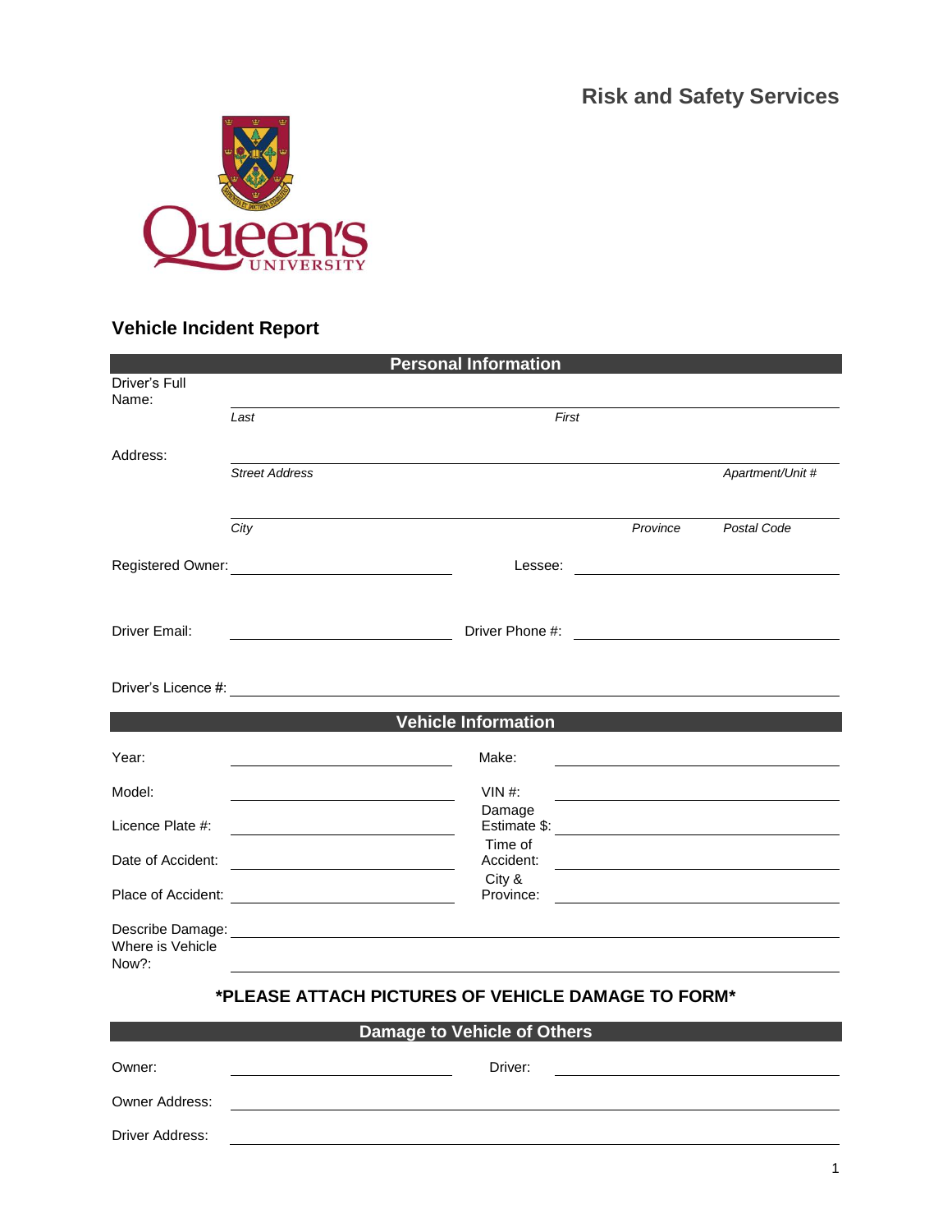Risk and Safety Services

Queen's University

# Vehicle Incident Report

## Personal Information

Driver's Full Name: ______________________________________________

*Last* *First*

Address: ______________________________________________

*Street Address* *Apartment/Unit #*

______________________________________________

*City* *Province* *Postal Code*

Registered Owner: ____________________ Lessee: ____________________

Driver Email: ____________________ Driver Phone #: ____________________

Driver's Licence #: ______________________________________________

## Vehicle Information

| | | | |
|---|---|---|---|
| Year: | | Make: | |
| Model: | | VIN #: | |
| Licence Plate #: | | Damage Estimate $: | |
| Date of Accident: | | Time of Accident: | |
| Place of Accident: | | City & Province: | |

Describe Damage: ______________________________________________

Where is Vehicle Now?: ______________________________________________

**\*PLEASE ATTACH PICTURES OF VEHICLE DAMAGE TO FORM\***

## Damage to Vehicle of Others

Owner: ____________________ Driver: ____________________

Owner Address: ______________________________________________

Driver Address: ______________________________________________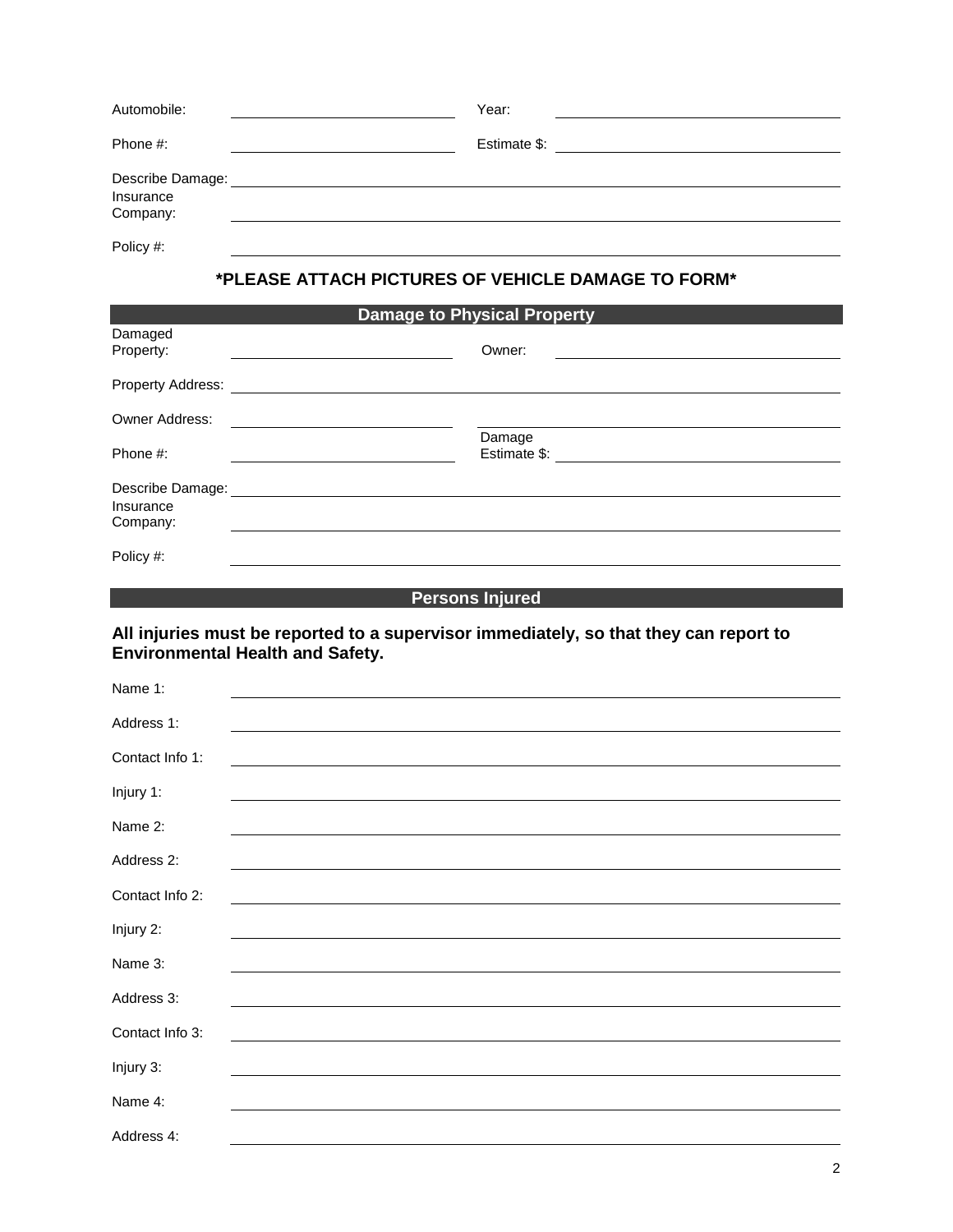Automobile: ______________________ Year: ______________________

Phone #: ______________________ Estimate $: ______________________

Describe Damage: ______________________________________________

Insurance Company: ______________________________________________

Policy #: ______________________________________________

**\*PLEASE ATTACH PICTURES OF VEHICLE DAMAGE TO FORM\***

## Damage to Physical Property

Damaged Property: ______________________ Owner: ______________________

Property Address: ______________________________________________

Owner Address: ______________________________________________

Phone #: ______________________ Damage Estimate $: ______________________

Describe Damage: ______________________________________________

Insurance Company: ______________________________________________

Policy #: ______________________________________________

## Persons Injured

**All injuries must be reported to a supervisor immediately, so that they can report to Environmental Health and Safety.**

Name 1: ______________________________________________

Address 1: ______________________________________________

Contact Info 1: ______________________________________________

Injury 1: ______________________________________________

Name 2: ______________________________________________

Address 2: ______________________________________________

Contact Info 2: ______________________________________________

Injury 2: ______________________________________________

Name 3: ______________________________________________

Address 3: ______________________________________________

Contact Info 3: ______________________________________________

Injury 3: ______________________________________________

Name 4: ______________________________________________

Address 4: ______________________________________________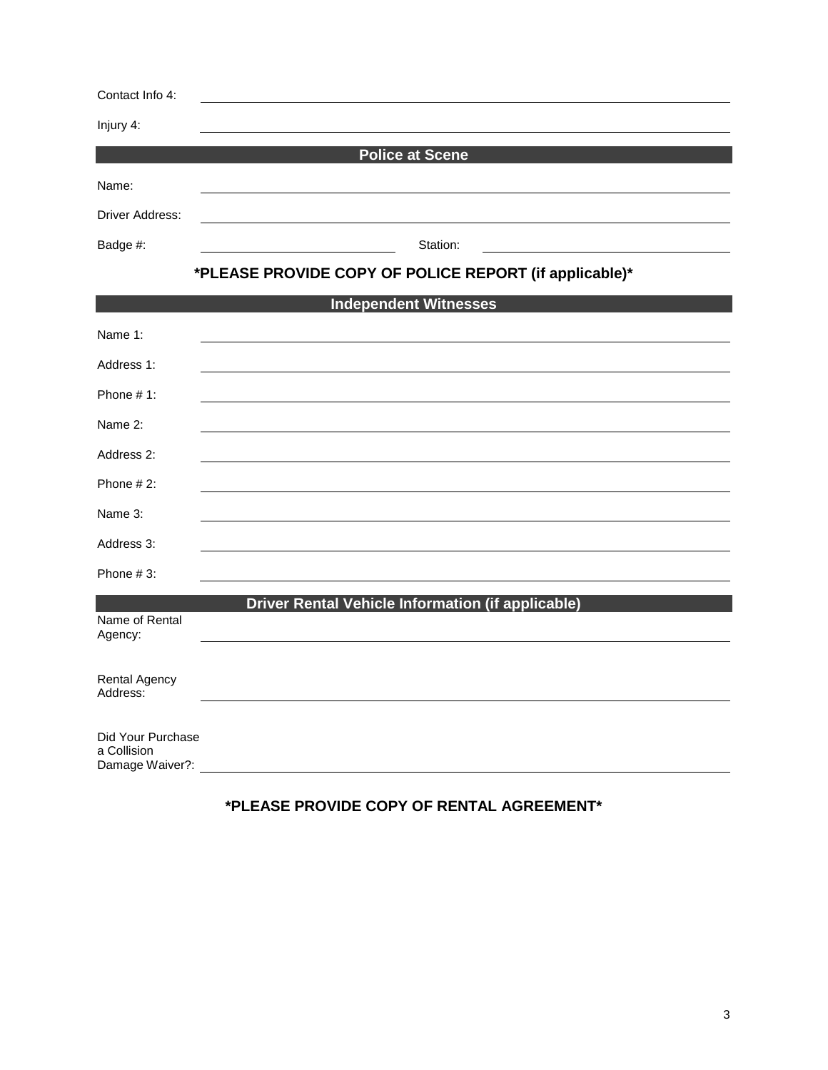Contact Info 4: ______________________________________________

Injury 4: ______________________________________________

## Police at Scene

Name: ______________________________________________

Driver Address: ______________________________________________

Badge #: ____________________ Station: ____________________

**\*PLEASE PROVIDE COPY OF POLICE REPORT (if applicable)\***

## Independent Witnesses

Name 1: ______________________________________________

Address 1: ______________________________________________

Phone # 1: ______________________________________________

Name 2: ______________________________________________

Address 2: ______________________________________________

Phone # 2: ______________________________________________

Name 3: ______________________________________________

Address 3: ______________________________________________

Phone # 3: ______________________________________________

## Driver Rental Vehicle Information (if applicable)

Name of Rental Agency: ______________________________________________

Rental Agency Address: ______________________________________________

Did Your Purchase a Collision Damage Waiver?: ______________________________________________

**\*PLEASE PROVIDE COPY OF RENTAL AGREEMENT\***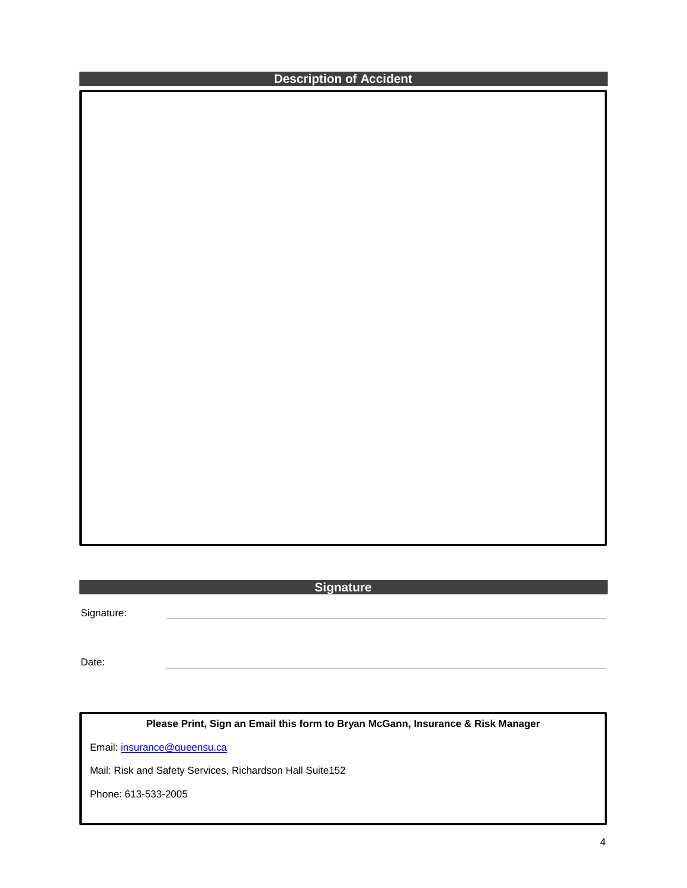## Description of Accident

## Signature

Signature: ______________________________

Date: ______________________________

**Please Print, Sign an Email this form to Bryan McGann, Insurance & Risk Manager**

Email: insurance@queensu.ca

Mail: Risk and Safety Services, Richardson Hall Suite152

Phone: 613-533-2005